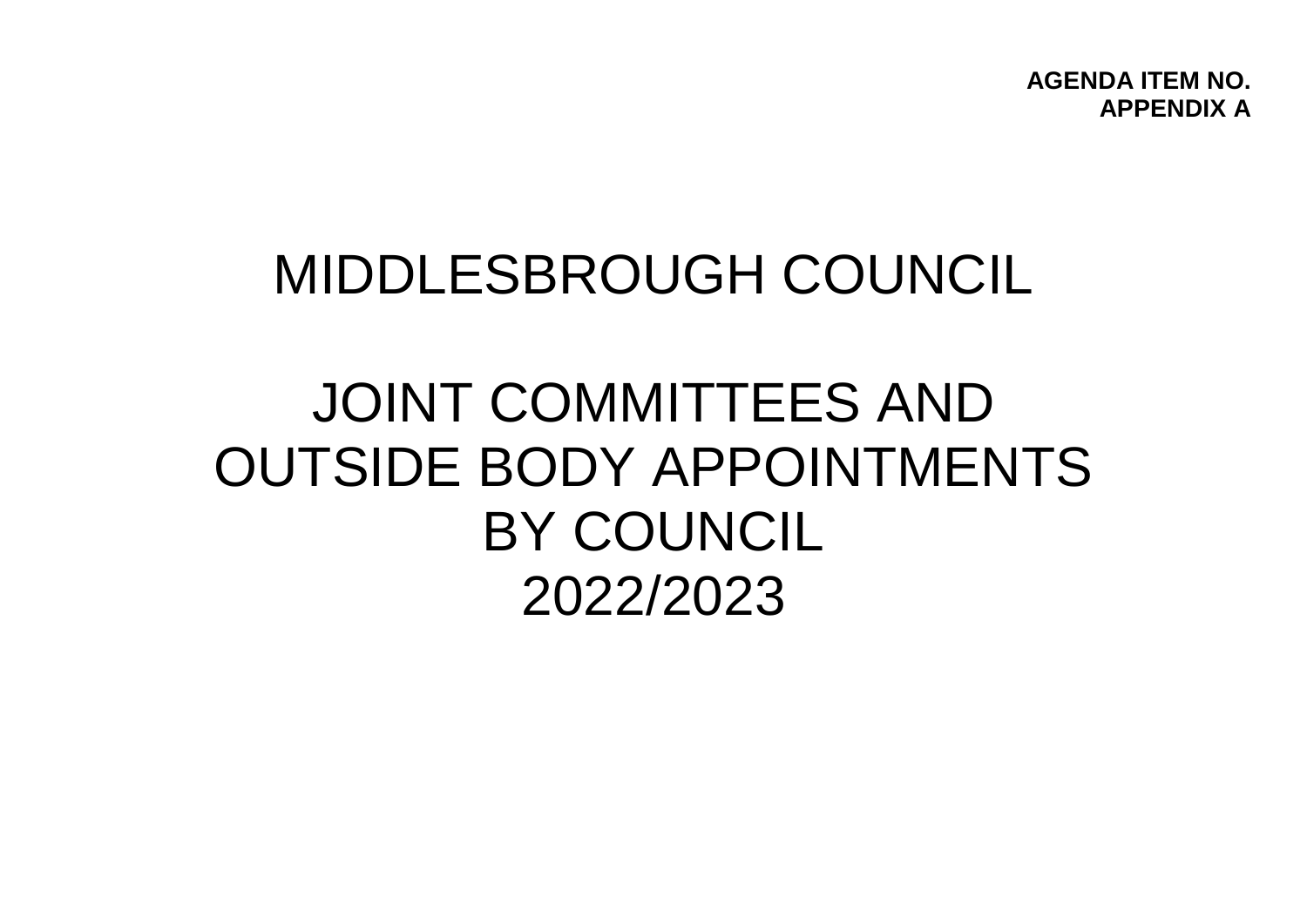**AGENDA ITEM NO.**
**APPENDIX A**

# MIDDLESBROUGH COUNCIL

# JOINT COMMITTEES AND OUTSIDE BODY APPOINTMENTS BY COUNCIL 2022/2023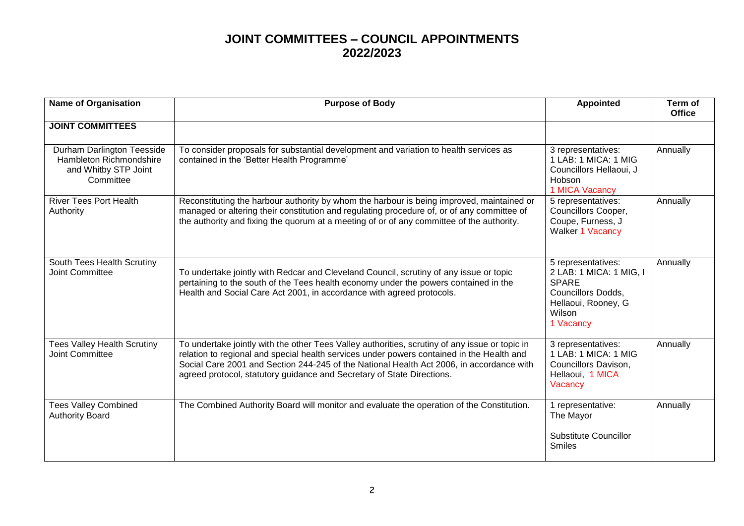# JOINT COMMITTEES – COUNCIL APPOINTMENTS 2022/2023

| Name of Organisation | Purpose of Body | Appointed | Term of Office |
|---|---|---|---|
| **JOINT COMMITTEES** | | | |
| Durham Darlington Teesside Hambleton Richmondshire and Whitby STP Joint Committee | To consider proposals for substantial development and variation to health services as contained in the 'Better Health Programme' | 3 representatives: 1 LAB: 1 MICA: 1 MIG Councillors Hellaoui, J Hobson 1 MICA Vacancy | Annually |
| River Tees Port Health Authority | Reconstituting the harbour authority by whom the harbour is being improved, maintained or managed or altering their constitution and regulating procedure of, or of any committee of the authority and fixing the quorum at a meeting of or of any committee of the authority. | 5 representatives: Councillors Cooper, Coupe, Furness, J Walker 1 Vacancy | Annually |
| South Tees Health Scrutiny Joint Committee | To undertake jointly with Redcar and Cleveland Council, scrutiny of any issue or topic pertaining to the south of the Tees health economy under the powers contained in the Health and Social Care Act 2001, in accordance with agreed protocols. | 5 representatives: 2 LAB: 1 MICA: 1 MIG, I SPARE Councillors Dodds, Hellaoui, Rooney, G Wilson 1 Vacancy | Annually |
| Tees Valley Health Scrutiny Joint Committee | To undertake jointly with the other Tees Valley authorities, scrutiny of any issue or topic in relation to regional and special health services under powers contained in the Health and Social Care 2001 and Section 244-245 of the National Health Act 2006, in accordance with agreed protocol, statutory guidance and Secretary of State Directions. | 3 representatives: 1 LAB: 1 MICA: 1 MIG Councillors Davison, Hellaoui, 1 MICA Vacancy | Annually |
| Tees Valley Combined Authority Board | The Combined Authority Board will monitor and evaluate the operation of the Constitution. | 1 representative: The Mayor<br><br>Substitute Councillor Smiles | Annually |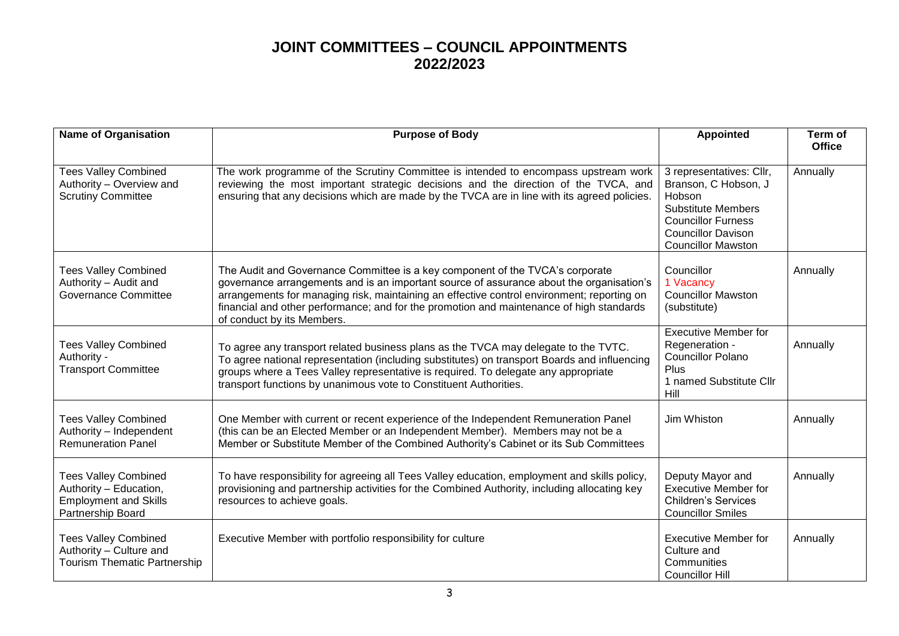# JOINT COMMITTEES – COUNCIL APPOINTMENTS 2022/2023

| Name of Organisation | Purpose of Body | Appointed | Term of Office |
|---|---|---|---|
| Tees Valley Combined Authority – Overview and Scrutiny Committee | The work programme of the Scrutiny Committee is intended to encompass upstream work reviewing the most important strategic decisions and the direction of the TVCA, and ensuring that any decisions which are made by the TVCA are in line with its agreed policies. | 3 representatives: Cllr, Branson, C Hobson, J Hobson<br>Substitute Members<br>Councillor Furness<br>Councillor Davison<br>Councillor Mawston | Annually |
| Tees Valley Combined Authority – Audit and Governance Committee | The Audit and Governance Committee is a key component of the TVCA's corporate governance arrangements and is an important source of assurance about the organisation's arrangements for managing risk, maintaining an effective control environment; reporting on financial and other performance; and for the promotion and maintenance of high standards of conduct by its Members. | Councillor<br>1 Vacancy<br>Councillor Mawston (substitute) | Annually |
| Tees Valley Combined Authority - Transport Committee | To agree any transport related business plans as the TVCA may delegate to the TVTC. To agree national representation (including substitutes) on transport Boards and influencing groups where a Tees Valley representative is required. To delegate any appropriate transport functions by unanimous vote to Constituent Authorities. | Executive Member for Regeneration - Councillor Polano<br>Plus<br>1 named Substitute Cllr Hill | Annually |
| Tees Valley Combined Authority – Independent Remuneration Panel | One Member with current or recent experience of the Independent Remuneration Panel (this can be an Elected Member or an Independent Member). Members may not be a Member or Substitute Member of the Combined Authority's Cabinet or its Sub Committees | Jim Whiston | Annually |
| Tees Valley Combined Authority – Education, Employment and Skills Partnership Board | To have responsibility for agreeing all Tees Valley education, employment and skills policy, provisioning and partnership activities for the Combined Authority, including allocating key resources to achieve goals. | Deputy Mayor and Executive Member for Children's Services Councillor Smiles | Annually |
| Tees Valley Combined Authority – Culture and Tourism Thematic Partnership | Executive Member with portfolio responsibility for culture | Executive Member for Culture and Communities Councillor Hill | Annually |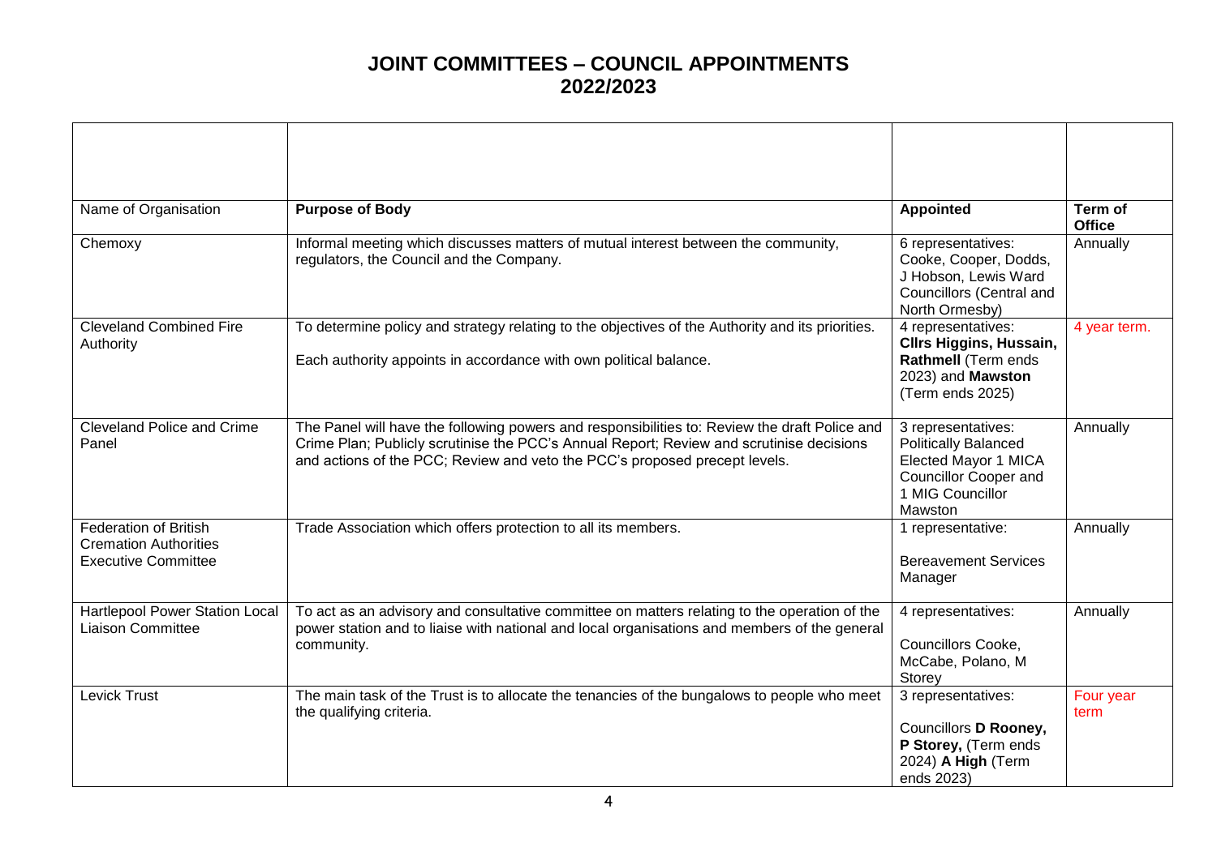# JOINT COMMITTEES – COUNCIL APPOINTMENTS 2022/2023

| | | | |
|---|---|---|---|
| Name of Organisation | **Purpose of Body** | **Appointed** | **Term of Office** |
| Chemoxy | Informal meeting which discusses matters of mutual interest between the community, regulators, the Council and the Company. | 6 representatives: Cooke, Cooper, Dodds, J Hobson, Lewis Ward Councillors (Central and North Ormesby) | Annually |
| Cleveland Combined Fire Authority | To determine policy and strategy relating to the objectives of the Authority and its priorities.<br><br>Each authority appoints in accordance with own political balance. | 4 representatives: **Cllrs Higgins, Hussain, Rathmell** (Term ends 2023) and **Mawston** (Term ends 2025) | 4 year term. |
| Cleveland Police and Crime Panel | The Panel will have the following powers and responsibilities to: Review the draft Police and Crime Plan; Publicly scrutinise the PCC's Annual Report; Review and scrutinise decisions and actions of the PCC; Review and veto the PCC's proposed precept levels. | 3 representatives: Politically Balanced Elected Mayor 1 MICA Councillor Cooper and 1 MIG Councillor Mawston | Annually |
| Federation of British Cremation Authorities Executive Committee | Trade Association which offers protection to all its members. | 1 representative:<br><br>Bereavement Services Manager | Annually |
| Hartlepool Power Station Local Liaison Committee | To act as an advisory and consultative committee on matters relating to the operation of the power station and to liaise with national and local organisations and members of the general community. | 4 representatives:<br><br>Councillors Cooke, McCabe, Polano, M Storey | Annually |
| Levick Trust | The main task of the Trust is to allocate the tenancies of the bungalows to people who meet the qualifying criteria. | 3 representatives:<br><br>Councillors **D Rooney, P Storey,** (Term ends 2024) **A High** (Term ends 2023) | Four year term |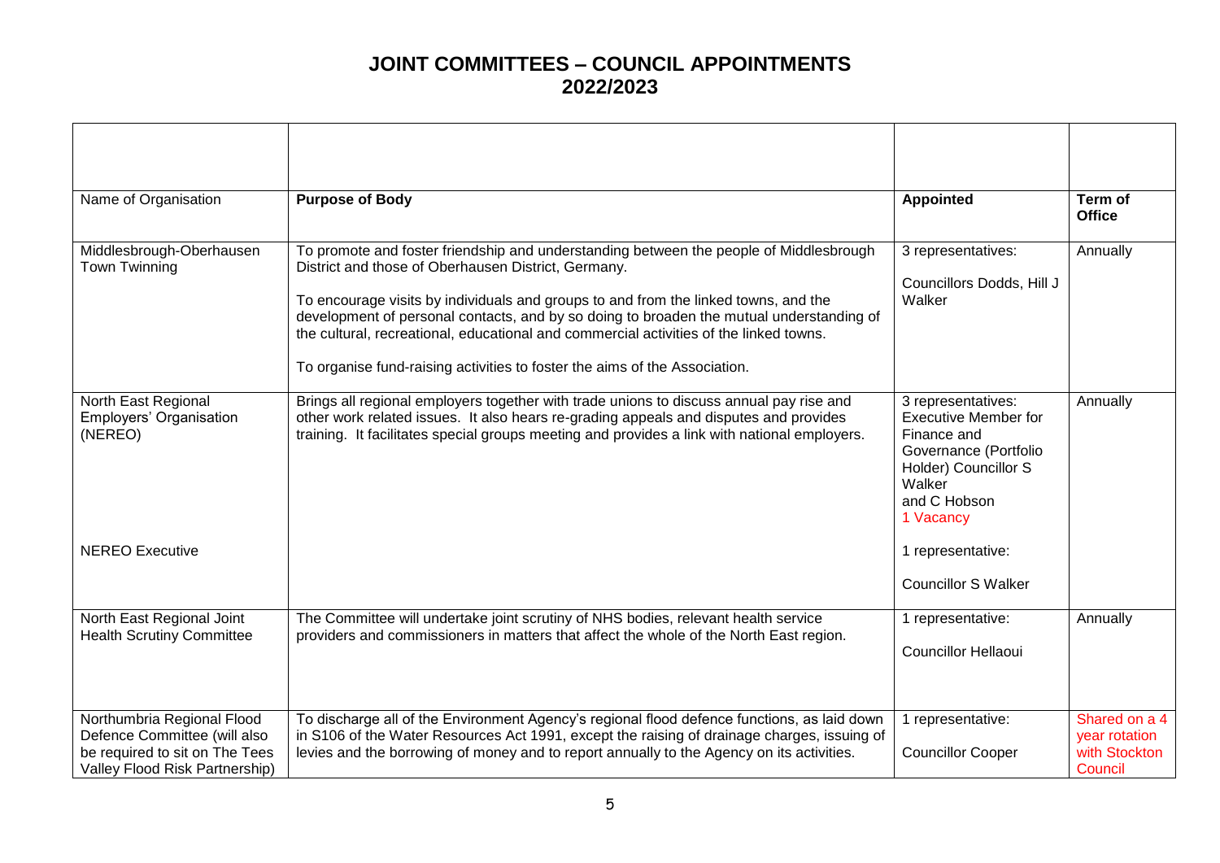# JOINT COMMITTEES – COUNCIL APPOINTMENTS
## 2022/2023

| | | | |
|---|---|---|---|
| Name of Organisation | **Purpose of Body** | **Appointed** | **Term of Office** |
| Middlesbrough-Oberhausen Town Twinning | To promote and foster friendship and understanding between the people of Middlesbrough District and those of Oberhausen District, Germany.<br><br>To encourage visits by individuals and groups to and from the linked towns, and the development of personal contacts, and by so doing to broaden the mutual understanding of the cultural, recreational, educational and commercial activities of the linked towns.<br><br>To organise fund-raising activities to foster the aims of the Association. | 3 representatives:<br><br>Councillors Dodds, Hill J Walker | Annually |
| North East Regional Employers' Organisation (NEREO)<br><br>NEREO Executive | Brings all regional employers together with trade unions to discuss annual pay rise and other work related issues. It also hears re-grading appeals and disputes and provides training. It facilitates special groups meeting and provides a link with national employers. | 3 representatives: Executive Member for Finance and Governance (Portfolio Holder) Councillor S Walker and C Hobson 1 Vacancy<br><br>1 representative:<br><br>Councillor S Walker | Annually |
| North East Regional Joint Health Scrutiny Committee | The Committee will undertake joint scrutiny of NHS bodies, relevant health service providers and commissioners in matters that affect the whole of the North East region. | 1 representative:<br><br>Councillor Hellaoui | Annually |
| Northumbria Regional Flood Defence Committee (will also be required to sit on The Tees Valley Flood Risk Partnership) | To discharge all of the Environment Agency's regional flood defence functions, as laid down in S106 of the Water Resources Act 1991, except the raising of drainage charges, issuing of levies and the borrowing of money and to report annually to the Agency on its activities. | 1 representative:<br><br>Councillor Cooper | Shared on a 4 year rotation with Stockton Council |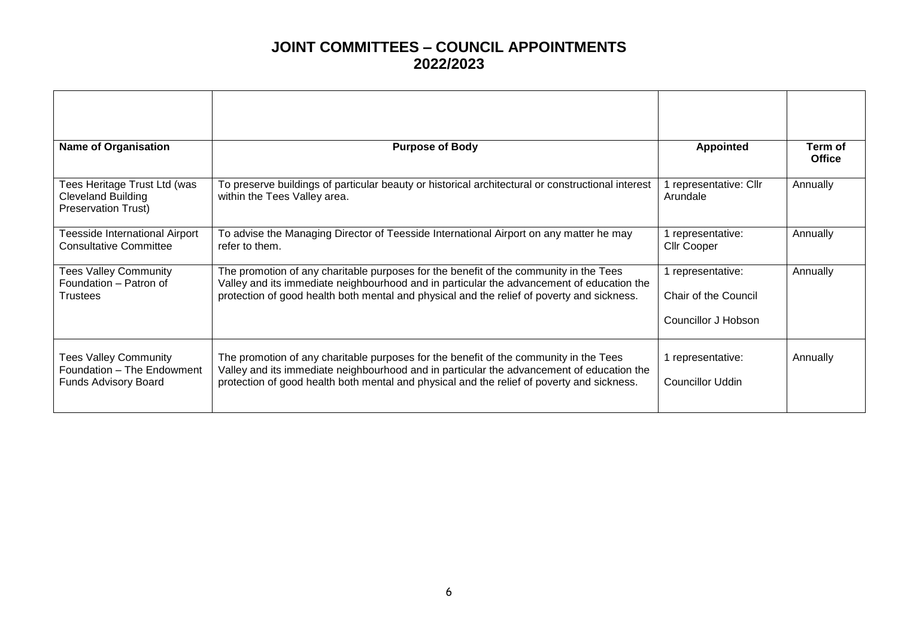# JOINT COMMITTEES – COUNCIL APPOINTMENTS 2022/2023

| Name of Organisation | Purpose of Body | Appointed | Term of Office |
|---|---|---|---|
| Tees Heritage Trust Ltd (was Cleveland Building Preservation Trust) | To preserve buildings of particular beauty or historical architectural or constructional interest within the Tees Valley area. | 1 representative: Cllr Arundale | Annually |
| Teesside International Airport Consultative Committee | To advise the Managing Director of Teesside International Airport on any matter he may refer to them. | 1 representative: Cllr Cooper | Annually |
| Tees Valley Community Foundation – Patron of Trustees | The promotion of any charitable purposes for the benefit of the community in the Tees Valley and its immediate neighbourhood and in particular the advancement of education the protection of good health both mental and physical and the relief of poverty and sickness. | 1 representative: Chair of the Council Councillor J Hobson | Annually |
| Tees Valley Community Foundation – The Endowment Funds Advisory Board | The promotion of any charitable purposes for the benefit of the community in the Tees Valley and its immediate neighbourhood and in particular the advancement of education the protection of good health both mental and physical and the relief of poverty and sickness. | 1 representative: Councillor Uddin | Annually |